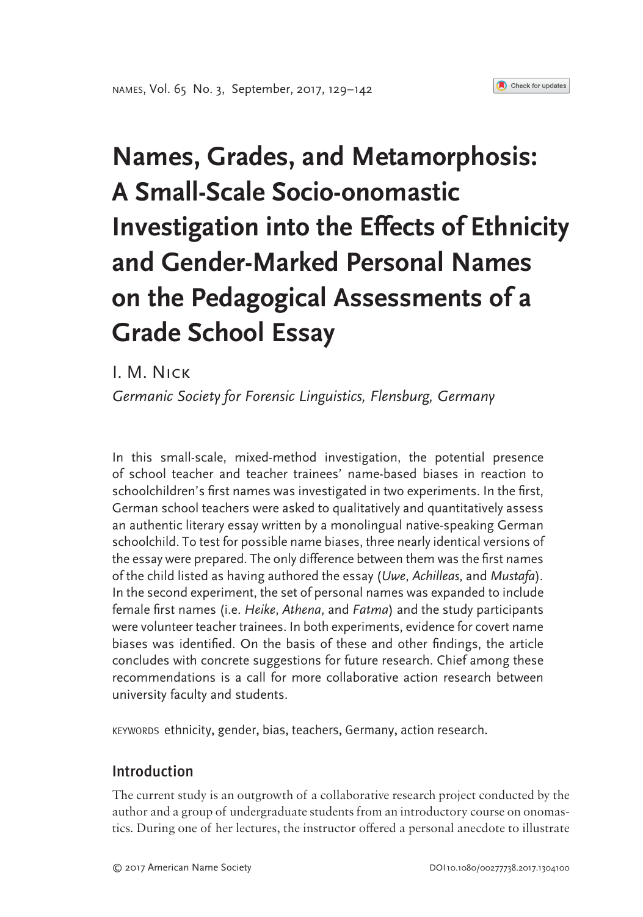# Names, Grades, and Metamorphosis: A Small-Scale Socio-onomastic Investigation into the Effects of Ethnicity and Gender-Marked Personal Names on the Pedagogical Assessments of a Grade School Essay

I. M. Nick

*Germanic Society for Forensic Linguistics, Flensburg, Germany*

In this small-scale, mixed-method investigation, the potential presence of school teacher and teacher trainees' name-based biases in reaction to schoolchildren's first names was investigated in two experiments. In the first, German school teachers were asked to qualitatively and quantitatively assess an authentic literary essay written by a monolingual native-speaking German schoolchild. To test for possible name biases, three nearly identical versions of the essay were prepared. The only difference between them was the first names of the child listed as having authored the essay (*Uwe*, *Achilleas*, and *Mustafa*). In the second experiment, the set of personal names was expanded to include female first names (i.e. *Heike*, *Athena*, and *Fatma*) and the study participants were volunteer teacher trainees. In both experiments, evidence for covert name biases was identified. On the basis of these and other findings, the article concludes with concrete suggestions for future research. Chief among these recommendations is a call for more collaborative action research between university faculty and students.

KEYWORDS ethnicity, gender, bias, teachers, Germany, action research.

## Introduction

The current study is an outgrowth of a collaborative research project conducted by the author and a group of undergraduate students from an introductory course on onomastics. During one of her lectures, the instructor offered a personal anecdote to illustrate

© 2017 American Name Society

DOI 10.1080/00277738.2017.1304100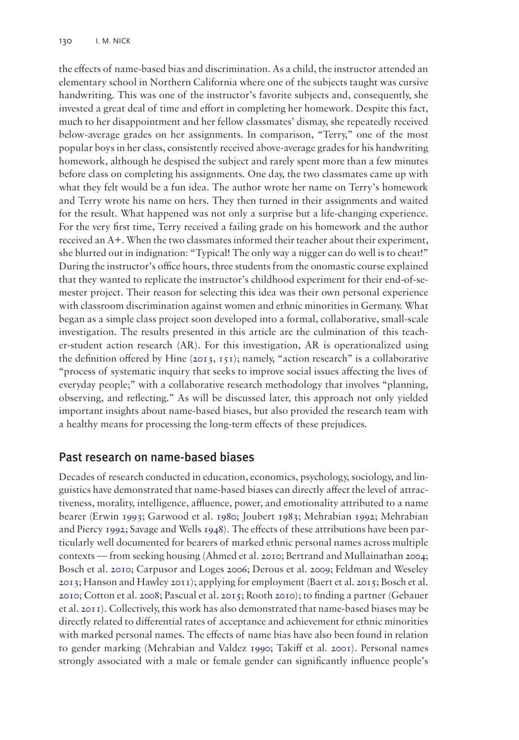the effects of name-based bias and discrimination. As a child, the instructor attended an elementary school in Northern California where one of the subjects taught was cursive handwriting. This was one of the instructor's favorite subjects and, consequently, she invested a great deal of time and effort in completing her homework. Despite this fact, much to her disappointment and her fellow classmates' dismay, she repeatedly received below-average grades on her assignments. In comparison, "Terry," one of the most popular boys in her class, consistently received above-average grades for his handwriting homework, although he despised the subject and rarely spent more than a few minutes before class on completing his assignments. One day, the two classmates came up with what they felt would be a fun idea. The author wrote her name on Terry's homework and Terry wrote his name on hers. They then turned in their assignments and waited for the result. What happened was not only a surprise but a life-changing experience. For the very first time, Terry received a failing grade on his homework and the author received an A+. When the two classmates informed their teacher about their experiment, she blurted out in indignation: "Typical! The only way a nigger can do well is to cheat!" During the instructor's office hours, three students from the onomastic course explained that they wanted to replicate the instructor's childhood experiment for their end-of-semester project. Their reason for selecting this idea was their own personal experience with classroom discrimination against women and ethnic minorities in Germany. What began as a simple class project soon developed into a formal, collaborative, small-scale investigation. The results presented in this article are the culmination of this teacher-student action research (AR). For this investigation, AR is operationalized using the definition offered by Hine (2013, 151); namely, "action research" is a collaborative "process of systematic inquiry that seeks to improve social issues affecting the lives of everyday people;" with a collaborative research methodology that involves "planning, observing, and reflecting." As will be discussed later, this approach not only yielded important insights about name-based biases, but also provided the research team with a healthy means for processing the long-term effects of these prejudices.

## Past research on name-based biases

Decades of research conducted in education, economics, psychology, sociology, and linguistics have demonstrated that name-based biases can directly affect the level of attractiveness, morality, intelligence, affluence, power, and emotionality attributed to a name bearer (Erwin 1993; Garwood et al. 1980; Joubert 1983; Mehrabian 1992; Mehrabian and Piercy 1992; Savage and Wells 1948). The effects of these attributions have been particularly well documented for bearers of marked ethnic personal names across multiple contexts — from seeking housing (Ahmed et al. 2010; Bertrand and Mullainathan 2004; Bosch et al. 2010; Carpusor and Loges 2006; Derous et al. 2009; Feldman and Weseley 2013; Hanson and Hawley 2011); applying for employment (Baert et al. 2015; Bosch et al. 2010; Cotton et al. 2008; Pascual et al. 2015; Rooth 2010); to finding a partner (Gebauer et al. 2011). Collectively, this work has also demonstrated that name-based biases may be directly related to differential rates of acceptance and achievement for ethnic minorities with marked personal names. The effects of name bias have also been found in relation to gender marking (Mehrabian and Valdez 1990; Takiff et al. 2001). Personal names strongly associated with a male or female gender can significantly influence people's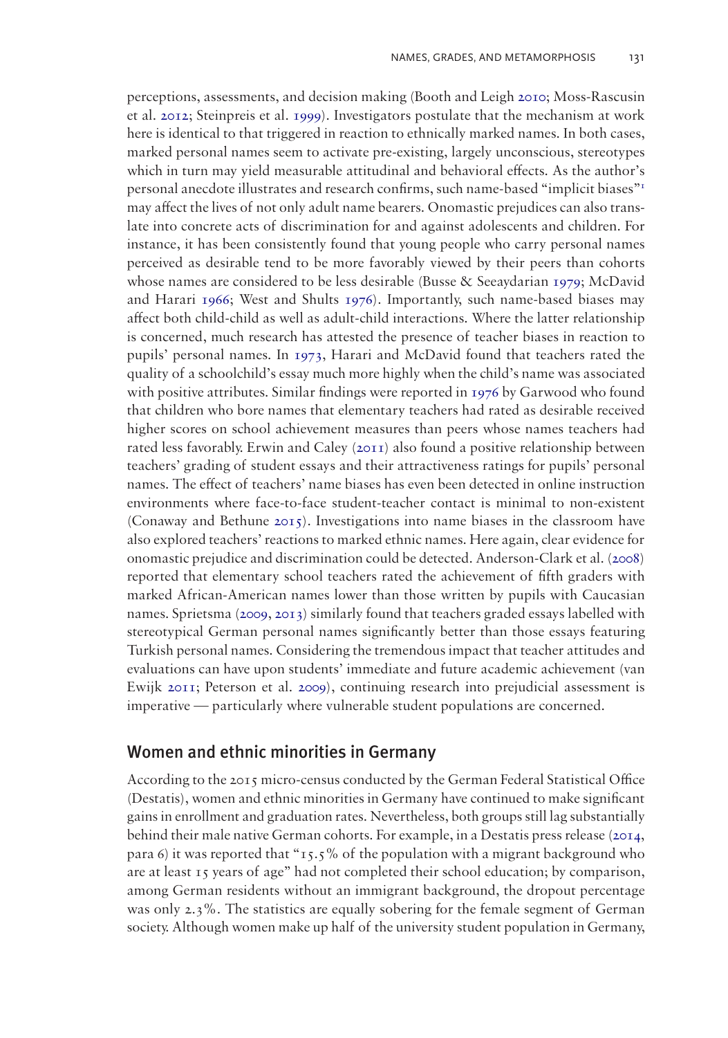perceptions, assessments, and decision making (Booth and Leigh 2010; Moss-Rascusin et al. 2012; Steinpreis et al. 1999). Investigators postulate that the mechanism at work here is identical to that triggered in reaction to ethnically marked names. In both cases, marked personal names seem to activate pre-existing, largely unconscious, stereotypes which in turn may yield measurable attitudinal and behavioral effects. As the author's personal anecdote illustrates and research confirms, such name-based "implicit biases"[1] may affect the lives of not only adult name bearers. Onomastic prejudices can also translate into concrete acts of discrimination for and against adolescents and children. For instance, it has been consistently found that young people who carry personal names perceived as desirable tend to be more favorably viewed by their peers than cohorts whose names are considered to be less desirable (Busse & Seeaydarian 1979; McDavid and Harari 1966; West and Shults 1976). Importantly, such name-based biases may affect both child-child as well as adult-child interactions. Where the latter relationship is concerned, much research has attested the presence of teacher biases in reaction to pupils' personal names. In 1973, Harari and McDavid found that teachers rated the quality of a schoolchild's essay much more highly when the child's name was associated with positive attributes. Similar findings were reported in 1976 by Garwood who found that children who bore names that elementary teachers had rated as desirable received higher scores on school achievement measures than peers whose names teachers had rated less favorably. Erwin and Caley (2011) also found a positive relationship between teachers' grading of student essays and their attractiveness ratings for pupils' personal names. The effect of teachers' name biases has even been detected in online instruction environments where face-to-face student-teacher contact is minimal to non-existent (Conaway and Bethune 2015). Investigations into name biases in the classroom have also explored teachers' reactions to marked ethnic names. Here again, clear evidence for onomastic prejudice and discrimination could be detected. Anderson-Clark et al. (2008) reported that elementary school teachers rated the achievement of fifth graders with marked African-American names lower than those written by pupils with Caucasian names. Sprietsma (2009, 2013) similarly found that teachers graded essays labelled with stereotypical German personal names significantly better than those essays featuring Turkish personal names. Considering the tremendous impact that teacher attitudes and evaluations can have upon students' immediate and future academic achievement (van Ewijk 2011; Peterson et al. 2009), continuing research into prejudicial assessment is imperative — particularly where vulnerable student populations are concerned.

## Women and ethnic minorities in Germany

According to the 2015 micro-census conducted by the German Federal Statistical Office (Destatis), women and ethnic minorities in Germany have continued to make significant gains in enrollment and graduation rates. Nevertheless, both groups still lag substantially behind their male native German cohorts. For example, in a Destatis press release (2014, para 6) it was reported that "15.5% of the population with a migrant background who are at least 15 years of age" had not completed their school education; by comparison, among German residents without an immigrant background, the dropout percentage was only 2.3%. The statistics are equally sobering for the female segment of German society. Although women make up half of the university student population in Germany,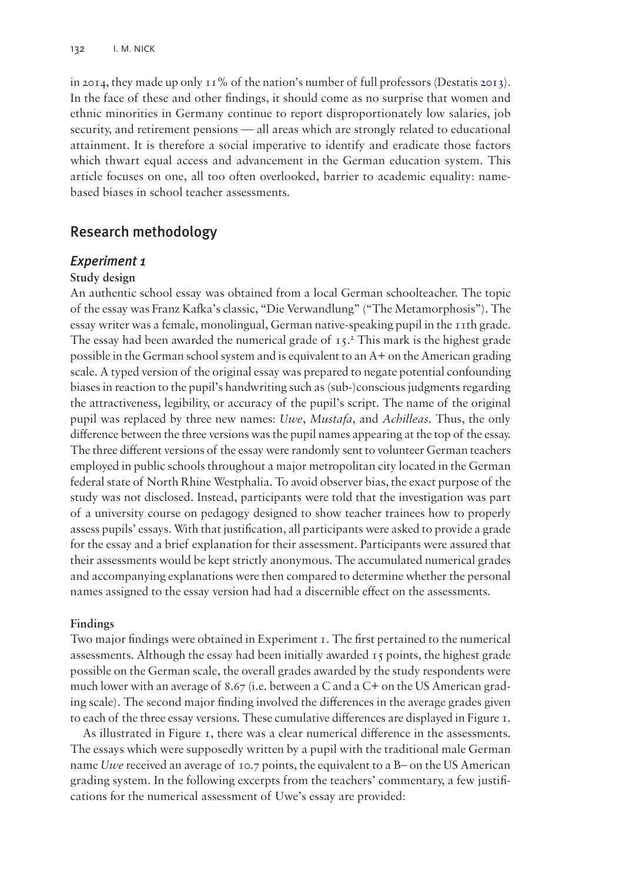in 2014, they made up only 11% of the nation's number of full professors (Destatis 2013). In the face of these and other findings, it should come as no surprise that women and ethnic minorities in Germany continue to report disproportionately low salaries, job security, and retirement pensions — all areas which are strongly related to educational attainment. It is therefore a social imperative to identify and eradicate those factors which thwart equal access and advancement in the German education system. This article focuses on one, all too often overlooked, barrier to academic equality: name-based biases in school teacher assessments.

## Research methodology

### *Experiment 1*

#### Study design

An authentic school essay was obtained from a local German schoolteacher. The topic of the essay was Franz Kafka's classic, "Die Verwandlung" ("The Metamorphosis"). The essay writer was a female, monolingual, German native-speaking pupil in the 11th grade. The essay had been awarded the numerical grade of 15.[2] This mark is the highest grade possible in the German school system and is equivalent to an A+ on the American grading scale. A typed version of the original essay was prepared to negate potential confounding biases in reaction to the pupil's handwriting such as (sub-)conscious judgments regarding the attractiveness, legibility, or accuracy of the pupil's script. The name of the original pupil was replaced by three new names: *Uwe*, *Mustafa*, and *Achilleas*. Thus, the only difference between the three versions was the pupil names appearing at the top of the essay. The three different versions of the essay were randomly sent to volunteer German teachers employed in public schools throughout a major metropolitan city located in the German federal state of North Rhine Westphalia. To avoid observer bias, the exact purpose of the study was not disclosed. Instead, participants were told that the investigation was part of a university course on pedagogy designed to show teacher trainees how to properly assess pupils' essays. With that justification, all participants were asked to provide a grade for the essay and a brief explanation for their assessment. Participants were assured that their assessments would be kept strictly anonymous. The accumulated numerical grades and accompanying explanations were then compared to determine whether the personal names assigned to the essay version had had a discernible effect on the assessments.

#### Findings

Two major findings were obtained in Experiment 1. The first pertained to the numerical assessments. Although the essay had been initially awarded 15 points, the highest grade possible on the German scale, the overall grades awarded by the study respondents were much lower with an average of 8.67 (i.e. between a C and a C+ on the US American grading scale). The second major finding involved the differences in the average grades given to each of the three essay versions. These cumulative differences are displayed in Figure 1.

As illustrated in Figure 1, there was a clear numerical difference in the assessments. The essays which were supposedly written by a pupil with the traditional male German name *Uwe* received an average of 10.7 points, the equivalent to a B– on the US American grading system. In the following excerpts from the teachers' commentary, a few justifications for the numerical assessment of Uwe's essay are provided: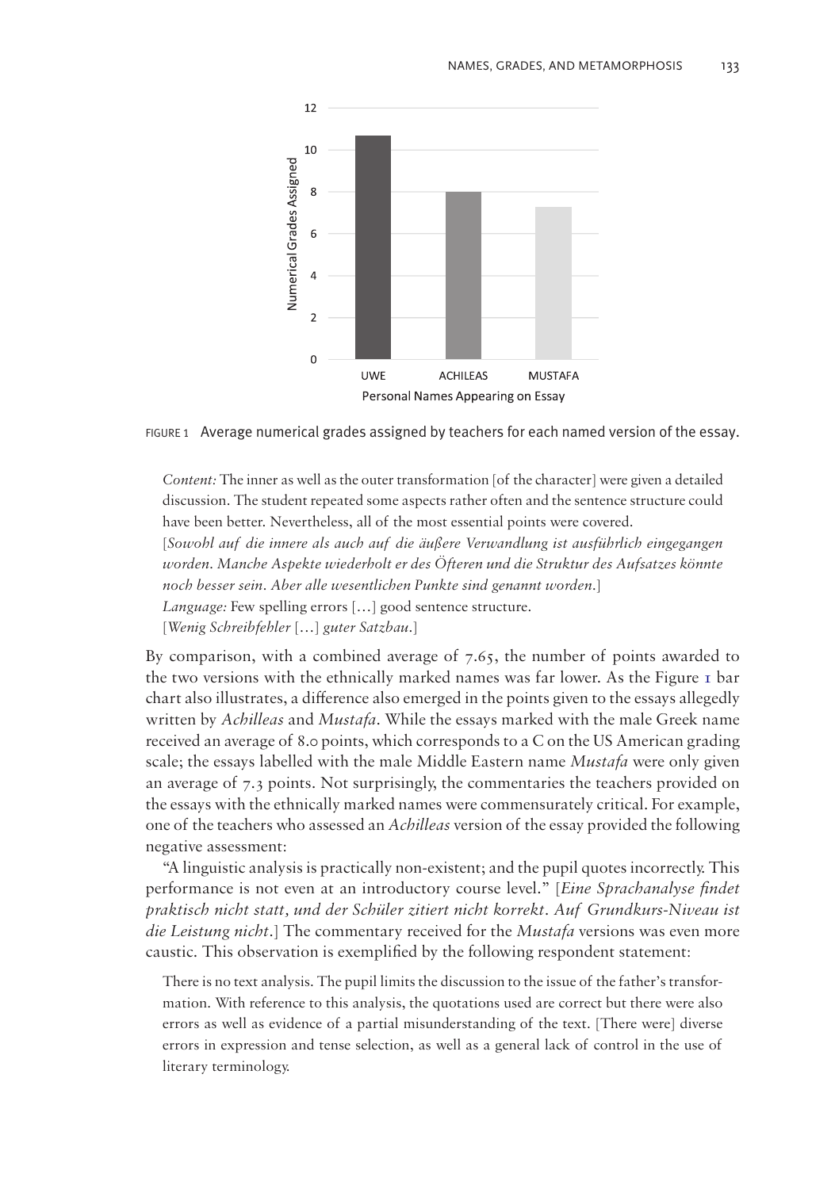12
10
8
6
4
2
0

Numerical Grades Assigned

UWE
ACHILEAS
MUSTAFA

Personal Names Appearing on Essay

FIGURE 1 Average numerical grades assigned by teachers for each named version of the essay.

> *Content:* The inner as well as the outer transformation [of the character] were given a detailed discussion. The student repeated some aspects rather often and the sentence structure could have been better. Nevertheless, all of the most essential points were covered.
> [*Sowohl auf die innere als auch auf die äußere Verwandlung ist ausführlich eingegangen worden. Manche Aspekte wiederholt er des Öfteren und die Struktur des Aufsatzes könnte noch besser sein. Aber alle wesentlichen Punkte sind genannt worden.*]
> *Language:* Few spelling errors [...] good sentence structure.
> [*Wenig Schreibfehler* [...] *guter Satzbau.*]

By comparison, with a combined average of 7.65, the number of points awarded to the two versions with the ethnically marked names was far lower. As the Figure 1 bar chart also illustrates, a difference also emerged in the points given to the essays allegedly written by *Achilleas* and *Mustafa*. While the essays marked with the male Greek name received an average of 8.0 points, which corresponds to a C on the US American grading scale; the essays labelled with the male Middle Eastern name *Mustafa* were only given an average of 7.3 points. Not surprisingly, the commentaries the teachers provided on the essays with the ethnically marked names were commensurately critical. For example, one of the teachers who assessed an *Achilleas* version of the essay provided the following negative assessment:

"A linguistic analysis is practically non-existent; and the pupil quotes incorrectly. This performance is not even at an introductory course level." [*Eine Sprachanalyse findet praktisch nicht statt, und der Schüler zitiert nicht korrekt. Auf Grundkurs-Niveau ist die Leistung nicht.*] The commentary received for the *Mustafa* versions was even more caustic. This observation is exemplified by the following respondent statement:

> There is no text analysis. The pupil limits the discussion to the issue of the father's transformation. With reference to this analysis, the quotations used are correct but there were also errors as well as evidence of a partial misunderstanding of the text. [There were] diverse errors in expression and tense selection, as well as a general lack of control in the use of literary terminology.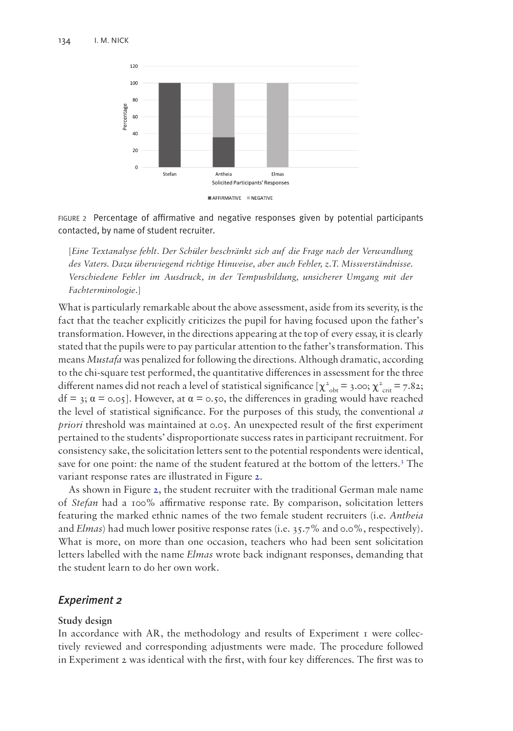FIGURE 2 Percentage of affirmative and negative responses given by potential participants contacted, by name of student recruiter.

[*Eine Textanalyse fehlt. Der Schüler beschränkt sich auf die Frage nach der Verwandlung des Vaters. Dazu überwiegend richtige Hinweise, aber auch Fehler, z.T. Missverständnisse. Verschiedene Fehler im Ausdruck, in der Tempusbildung, unsicherer Umgang mit der Fachterminologie*.]

What is particularly remarkable about the above assessment, aside from its severity, is the fact that the teacher explicitly criticizes the pupil for having focused upon the father's transformation. However, in the directions appearing at the top of every essay, it is clearly stated that the pupils were to pay particular attention to the father's transformation. This means *Mustafa* was penalized for following the directions. Although dramatic, according to the chi-square test performed, the quantitative differences in assessment for the three different names did not reach a level of statistical significance [$\chi^2_{obt} = 3.00$; $\chi^2_{crit} = 7.82$; df = 3; $\alpha = 0.05$]. However, at $\alpha = 0.50$, the differences in grading would have reached the level of statistical significance. For the purposes of this study, the conventional *a priori* threshold was maintained at 0.05. An unexpected result of the first experiment pertained to the students' disproportionate success rates in participant recruitment. For consistency sake, the solicitation letters sent to the potential respondents were identical, save for one point: the name of the student featured at the bottom of the letters.[3] The variant response rates are illustrated in Figure 2.

As shown in Figure 2, the student recruiter with the traditional German male name of *Stefan* had a 100% affirmative response rate. By comparison, solicitation letters featuring the marked ethnic names of the two female student recruiters (i.e. *Antheia* and *Elmas*) had much lower positive response rates (i.e. 35.7% and 0.0%, respectively). What is more, on more than one occasion, teachers who had been sent solicitation letters labelled with the name *Elmas* wrote back indignant responses, demanding that the student learn to do her own work.

## *Experiment 2*

### Study design

In accordance with AR, the methodology and results of Experiment 1 were collectively reviewed and corresponding adjustments were made. The procedure followed in Experiment 2 was identical with the first, with four key differences. The first was to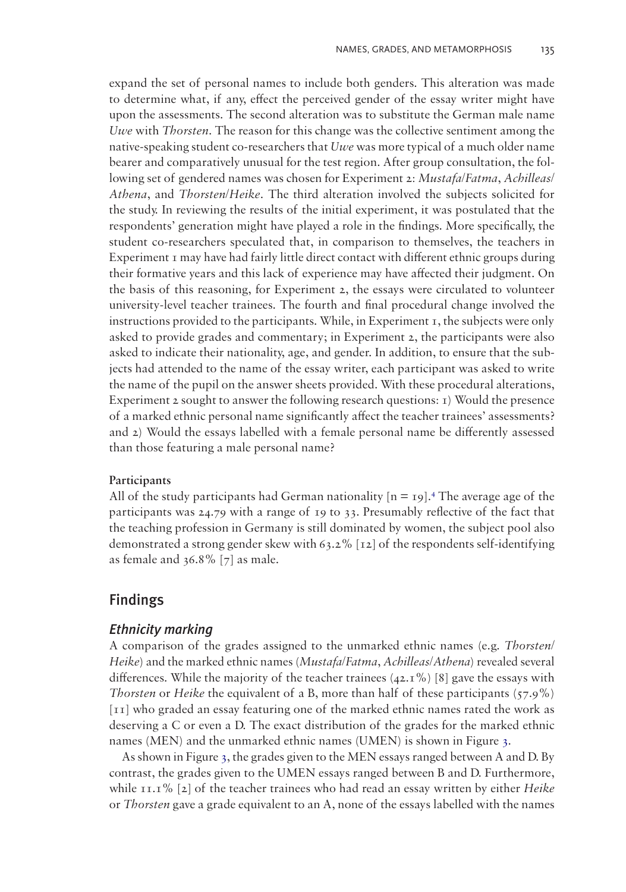expand the set of personal names to include both genders. This alteration was made to determine what, if any, effect the perceived gender of the essay writer might have upon the assessments. The second alteration was to substitute the German male name *Uwe* with *Thorsten*. The reason for this change was the collective sentiment among the native-speaking student co-researchers that *Uwe* was more typical of a much older name bearer and comparatively unusual for the test region. After group consultation, the following set of gendered names was chosen for Experiment 2: *Mustafa*/*Fatma*, *Achilleas*/*Athena*, and *Thorsten*/*Heike*. The third alteration involved the subjects solicited for the study. In reviewing the results of the initial experiment, it was postulated that the respondents' generation might have played a role in the findings. More specifically, the student co-researchers speculated that, in comparison to themselves, the teachers in Experiment 1 may have had fairly little direct contact with different ethnic groups during their formative years and this lack of experience may have affected their judgment. On the basis of this reasoning, for Experiment 2, the essays were circulated to volunteer university-level teacher trainees. The fourth and final procedural change involved the instructions provided to the participants. While, in Experiment 1, the subjects were only asked to provide grades and commentary; in Experiment 2, the participants were also asked to indicate their nationality, age, and gender. In addition, to ensure that the subjects had attended to the name of the essay writer, each participant was asked to write the name of the pupil on the answer sheets provided. With these procedural alterations, Experiment 2 sought to answer the following research questions: 1) Would the presence of a marked ethnic personal name significantly affect the teacher trainees' assessments? and 2) Would the essays labelled with a female personal name be differently assessed than those featuring a male personal name?

**Participants**

All of the study participants had German nationality [n = 19].[4] The average age of the participants was 24.79 with a range of 19 to 33. Presumably reflective of the fact that the teaching profession in Germany is still dominated by women, the subject pool also demonstrated a strong gender skew with 63.2% [12] of the respondents self-identifying as female and 36.8% [7] as male.

## Findings

### *Ethnicity marking*

A comparison of the grades assigned to the unmarked ethnic names (e.g. *Thorsten*/*Heike*) and the marked ethnic names (*Mustafa*/*Fatma*, *Achilleas*/*Athena*) revealed several differences. While the majority of the teacher trainees (42.1%) [8] gave the essays with *Thorsten* or *Heike* the equivalent of a B, more than half of these participants (57.9%) [11] who graded an essay featuring one of the marked ethnic names rated the work as deserving a C or even a D. The exact distribution of the grades for the marked ethnic names (MEN) and the unmarked ethnic names (UMEN) is shown in Figure 3.

As shown in Figure 3, the grades given to the MEN essays ranged between A and D. By contrast, the grades given to the UMEN essays ranged between B and D. Furthermore, while 11.1% [2] of the teacher trainees who had read an essay written by either *Heike* or *Thorsten* gave a grade equivalent to an A, none of the essays labelled with the names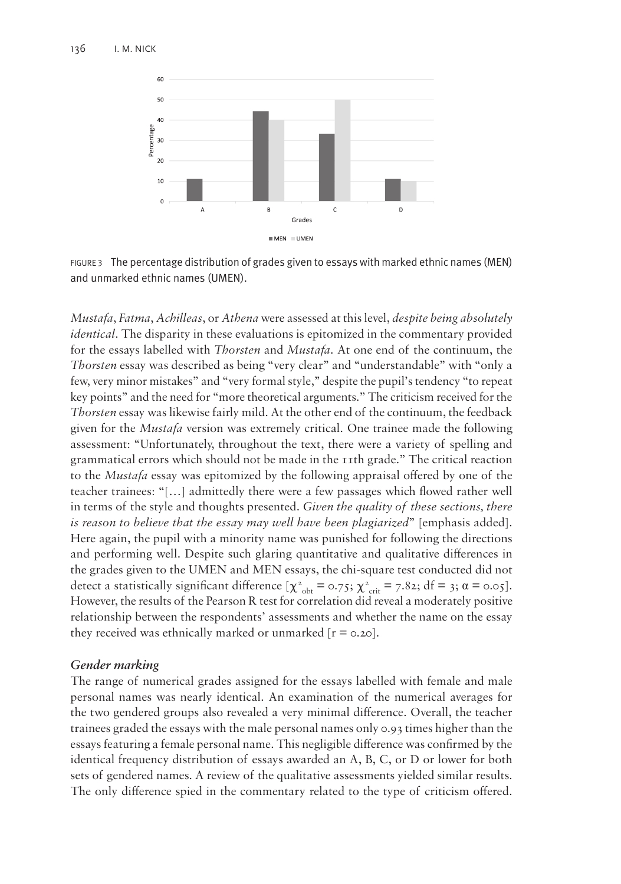FIGURE 3 The percentage distribution of grades given to essays with marked ethnic names (MEN) and unmarked ethnic names (UMEN).

*Mustafa*, *Fatma*, *Achilleas*, or *Athena* were assessed at this level, *despite being absolutely identical*. The disparity in these evaluations is epitomized in the commentary provided for the essays labelled with *Thorsten* and *Mustafa*. At one end of the continuum, the *Thorsten* essay was described as being "very clear" and "understandable" with "only a few, very minor mistakes" and "very formal style," despite the pupil's tendency "to repeat key points" and the need for "more theoretical arguments." The criticism received for the *Thorsten* essay was likewise fairly mild. At the other end of the continuum, the feedback given for the *Mustafa* version was extremely critical. One trainee made the following assessment: "Unfortunately, throughout the text, there were a variety of spelling and grammatical errors which should not be made in the 11th grade." The critical reaction to the *Mustafa* essay was epitomized by the following appraisal offered by one of the teacher trainees: "[…] admittedly there were a few passages which flowed rather well in terms of the style and thoughts presented. *Given the quality of these sections, there is reason to believe that the essay may well have been plagiarized*" [emphasis added]. Here again, the pupil with a minority name was punished for following the directions and performing well. Despite such glaring quantitative and qualitative differences in the grades given to the UMEN and MEN essays, the chi-square test conducted did not detect a statistically significant difference [$\chi^2_{obt} = 0.75$; $\chi^2_{crit} = 7.82$; df = 3; $\alpha = 0.05$]. However, the results of the Pearson R test for correlation did reveal a moderately positive relationship between the respondents' assessments and whether the name on the essay they received was ethnically marked or unmarked [$r = 0.20$].

### *Gender marking*

The range of numerical grades assigned for the essays labelled with female and male personal names was nearly identical. An examination of the numerical averages for the two gendered groups also revealed a very minimal difference. Overall, the teacher trainees graded the essays with the male personal names only 0.93 times higher than the essays featuring a female personal name. This negligible difference was confirmed by the identical frequency distribution of essays awarded an A, B, C, or D or lower for both sets of gendered names. A review of the qualitative assessments yielded similar results. The only difference spied in the commentary related to the type of criticism offered.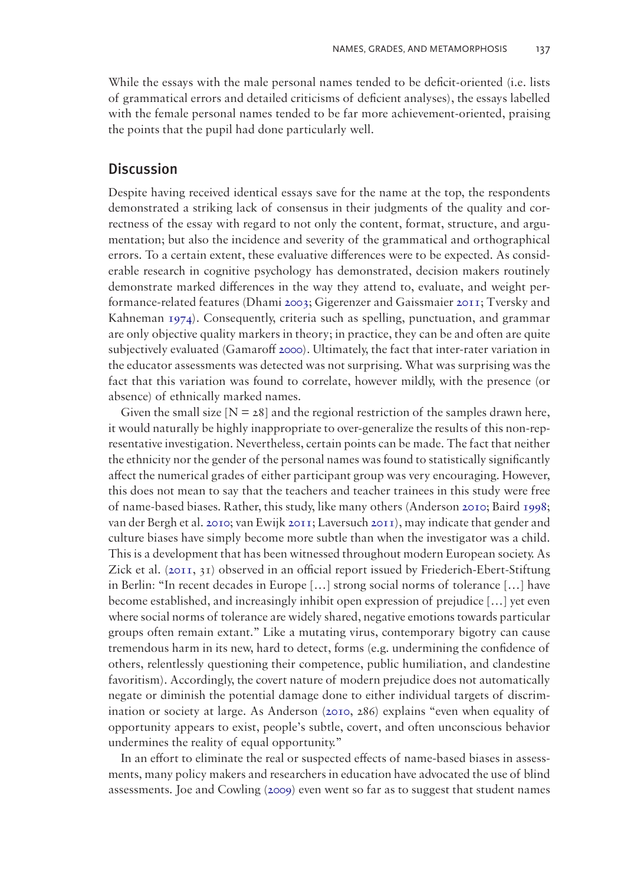While the essays with the male personal names tended to be deficit-oriented (i.e. lists of grammatical errors and detailed criticisms of deficient analyses), the essays labelled with the female personal names tended to be far more achievement-oriented, praising the points that the pupil had done particularly well.

## Discussion

Despite having received identical essays save for the name at the top, the respondents demonstrated a striking lack of consensus in their judgments of the quality and correctness of the essay with regard to not only the content, format, structure, and argumentation; but also the incidence and severity of the grammatical and orthographical errors. To a certain extent, these evaluative differences were to be expected. As considerable research in cognitive psychology has demonstrated, decision makers routinely demonstrate marked differences in the way they attend to, evaluate, and weight performance-related features (Dhami 2003; Gigerenzer and Gaissmaier 2011; Tversky and Kahneman 1974). Consequently, criteria such as spelling, punctuation, and grammar are only objective quality markers in theory; in practice, they can be and often are quite subjectively evaluated (Gamaroff 2000). Ultimately, the fact that inter-rater variation in the educator assessments was detected was not surprising. What was surprising was the fact that this variation was found to correlate, however mildly, with the presence (or absence) of ethnically marked names.

Given the small size [N = 28] and the regional restriction of the samples drawn here, it would naturally be highly inappropriate to over-generalize the results of this non-representative investigation. Nevertheless, certain points can be made. The fact that neither the ethnicity nor the gender of the personal names was found to statistically significantly affect the numerical grades of either participant group was very encouraging. However, this does not mean to say that the teachers and teacher trainees in this study were free of name-based biases. Rather, this study, like many others (Anderson 2010; Baird 1998; van der Bergh et al. 2010; van Ewijk 2011; Laversuch 2011), may indicate that gender and culture biases have simply become more subtle than when the investigator was a child. This is a development that has been witnessed throughout modern European society. As Zick et al. (2011, 31) observed in an official report issued by Friederich-Ebert-Stiftung in Berlin: "In recent decades in Europe […] strong social norms of tolerance […] have become established, and increasingly inhibit open expression of prejudice […] yet even where social norms of tolerance are widely shared, negative emotions towards particular groups often remain extant." Like a mutating virus, contemporary bigotry can cause tremendous harm in its new, hard to detect, forms (e.g. undermining the confidence of others, relentlessly questioning their competence, public humiliation, and clandestine favoritism). Accordingly, the covert nature of modern prejudice does not automatically negate or diminish the potential damage done to either individual targets of discrimination or society at large. As Anderson (2010, 286) explains "even when equality of opportunity appears to exist, people's subtle, covert, and often unconscious behavior undermines the reality of equal opportunity."

In an effort to eliminate the real or suspected effects of name-based biases in assessments, many policy makers and researchers in education have advocated the use of blind assessments. Joe and Cowling (2009) even went so far as to suggest that student names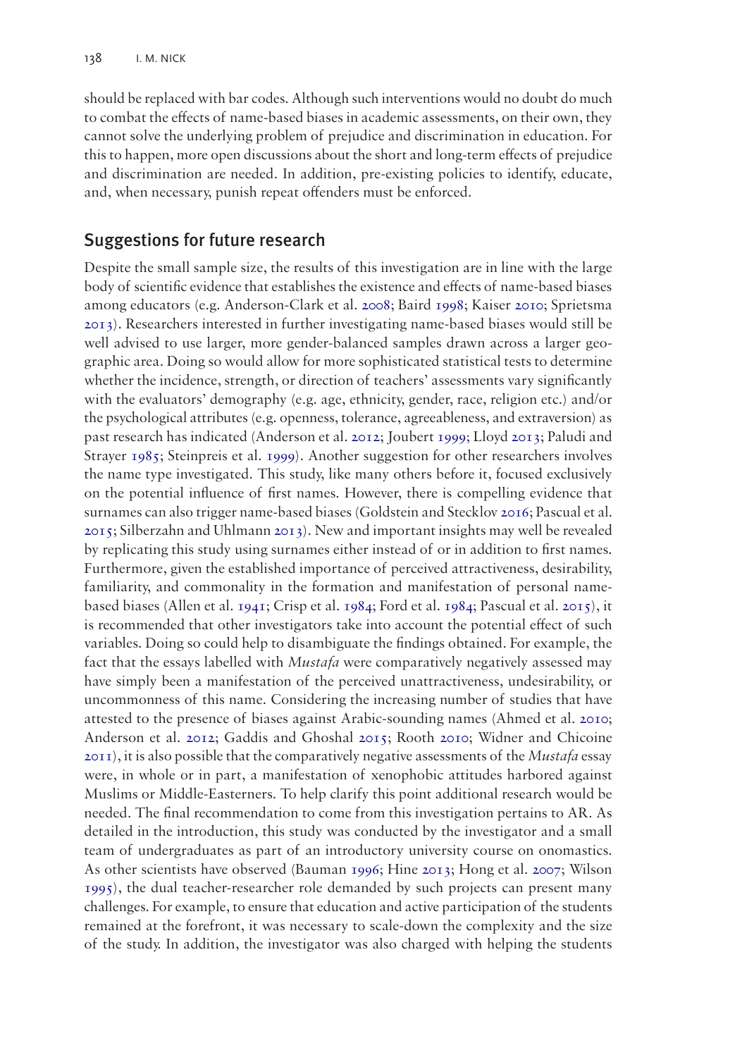should be replaced with bar codes. Although such interventions would no doubt do much to combat the effects of name-based biases in academic assessments, on their own, they cannot solve the underlying problem of prejudice and discrimination in education. For this to happen, more open discussions about the short and long-term effects of prejudice and discrimination are needed. In addition, pre-existing policies to identify, educate, and, when necessary, punish repeat offenders must be enforced.

## Suggestions for future research

Despite the small sample size, the results of this investigation are in line with the large body of scientific evidence that establishes the existence and effects of name-based biases among educators (e.g. Anderson-Clark et al. 2008; Baird 1998; Kaiser 2010; Sprietsma 2013). Researchers interested in further investigating name-based biases would still be well advised to use larger, more gender-balanced samples drawn across a larger geographic area. Doing so would allow for more sophisticated statistical tests to determine whether the incidence, strength, or direction of teachers' assessments vary significantly with the evaluators' demography (e.g. age, ethnicity, gender, race, religion etc.) and/or the psychological attributes (e.g. openness, tolerance, agreeableness, and extraversion) as past research has indicated (Anderson et al. 2012; Joubert 1999; Lloyd 2013; Paludi and Strayer 1985; Steinpreis et al. 1999). Another suggestion for other researchers involves the name type investigated. This study, like many others before it, focused exclusively on the potential influence of first names. However, there is compelling evidence that surnames can also trigger name-based biases (Goldstein and Stecklov 2016; Pascual et al. 2015; Silberzahn and Uhlmann 2013). New and important insights may well be revealed by replicating this study using surnames either instead of or in addition to first names. Furthermore, given the established importance of perceived attractiveness, desirability, familiarity, and commonality in the formation and manifestation of personal name-based biases (Allen et al. 1941; Crisp et al. 1984; Ford et al. 1984; Pascual et al. 2015), it is recommended that other investigators take into account the potential effect of such variables. Doing so could help to disambiguate the findings obtained. For example, the fact that the essays labelled with *Mustafa* were comparatively negatively assessed may have simply been a manifestation of the perceived unattractiveness, undesirability, or uncommonness of this name. Considering the increasing number of studies that have attested to the presence of biases against Arabic-sounding names (Ahmed et al. 2010; Anderson et al. 2012; Gaddis and Ghoshal 2015; Rooth 2010; Widner and Chicoine 2011), it is also possible that the comparatively negative assessments of the *Mustafa* essay were, in whole or in part, a manifestation of xenophobic attitudes harbored against Muslims or Middle-Easterners. To help clarify this point additional research would be needed. The final recommendation to come from this investigation pertains to AR. As detailed in the introduction, this study was conducted by the investigator and a small team of undergraduates as part of an introductory university course on onomastics. As other scientists have observed (Bauman 1996; Hine 2013; Hong et al. 2007; Wilson 1995), the dual teacher-researcher role demanded by such projects can present many challenges. For example, to ensure that education and active participation of the students remained at the forefront, it was necessary to scale-down the complexity and the size of the study. In addition, the investigator was also charged with helping the students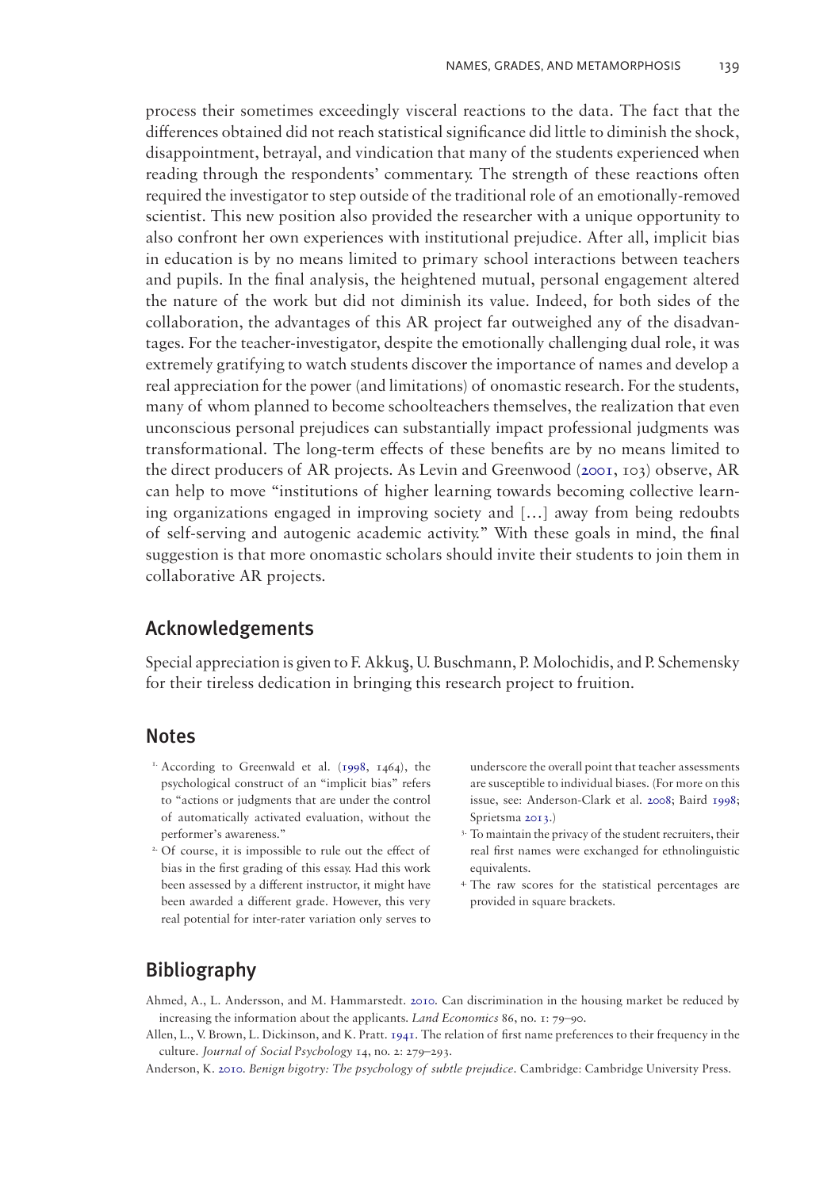process their sometimes exceedingly visceral reactions to the data. The fact that the differences obtained did not reach statistical significance did little to diminish the shock, disappointment, betrayal, and vindication that many of the students experienced when reading through the respondents' commentary. The strength of these reactions often required the investigator to step outside of the traditional role of an emotionally-removed scientist. This new position also provided the researcher with a unique opportunity to also confront her own experiences with institutional prejudice. After all, implicit bias in education is by no means limited to primary school interactions between teachers and pupils. In the final analysis, the heightened mutual, personal engagement altered the nature of the work but did not diminish its value. Indeed, for both sides of the collaboration, the advantages of this AR project far outweighed any of the disadvantages. For the teacher-investigator, despite the emotionally challenging dual role, it was extremely gratifying to watch students discover the importance of names and develop a real appreciation for the power (and limitations) of onomastic research. For the students, many of whom planned to become schoolteachers themselves, the realization that even unconscious personal prejudices can substantially impact professional judgments was transformational. The long-term effects of these benefits are by no means limited to the direct producers of AR projects. As Levin and Greenwood (2001, 103) observe, AR can help to move "institutions of higher learning towards becoming collective learning organizations engaged in improving society and [...] away from being redoubts of self-serving and autogenic academic activity." With these goals in mind, the final suggestion is that more onomastic scholars should invite their students to join them in collaborative AR projects.

## Acknowledgements

Special appreciation is given to F. Akkuş, U. Buschmann, P. Molochidis, and P. Schemensky for their tireless dedication in bringing this research project to fruition.

## Notes

1. According to Greenwald et al. (1998, 1464), the psychological construct of an "implicit bias" refers to "actions or judgments that are under the control of automatically activated evaluation, without the performer's awareness."
2. Of course, it is impossible to rule out the effect of bias in the first grading of this essay. Had this work been assessed by a different instructor, it might have been awarded a different grade. However, this very real potential for inter-rater variation only serves to underscore the overall point that teacher assessments are susceptible to individual biases. (For more on this issue, see: Anderson-Clark et al. 2008; Baird 1998; Sprietsma 2013.)
3. To maintain the privacy of the student recruiters, their real first names were exchanged for ethnolinguistic equivalents.
4. The raw scores for the statistical percentages are provided in square brackets.

## Bibliography

Ahmed, A., L. Andersson, and M. Hammarstedt. 2010. Can discrimination in the housing market be reduced by increasing the information about the applicants. *Land Economics* 86, no. 1: 79–90.

Allen, L., V. Brown, L. Dickinson, and K. Pratt. 1941. The relation of first name preferences to their frequency in the culture. *Journal of Social Psychology* 14, no. 2: 279–293.

Anderson, K. 2010. *Benign bigotry: The psychology of subtle prejudice*. Cambridge: Cambridge University Press.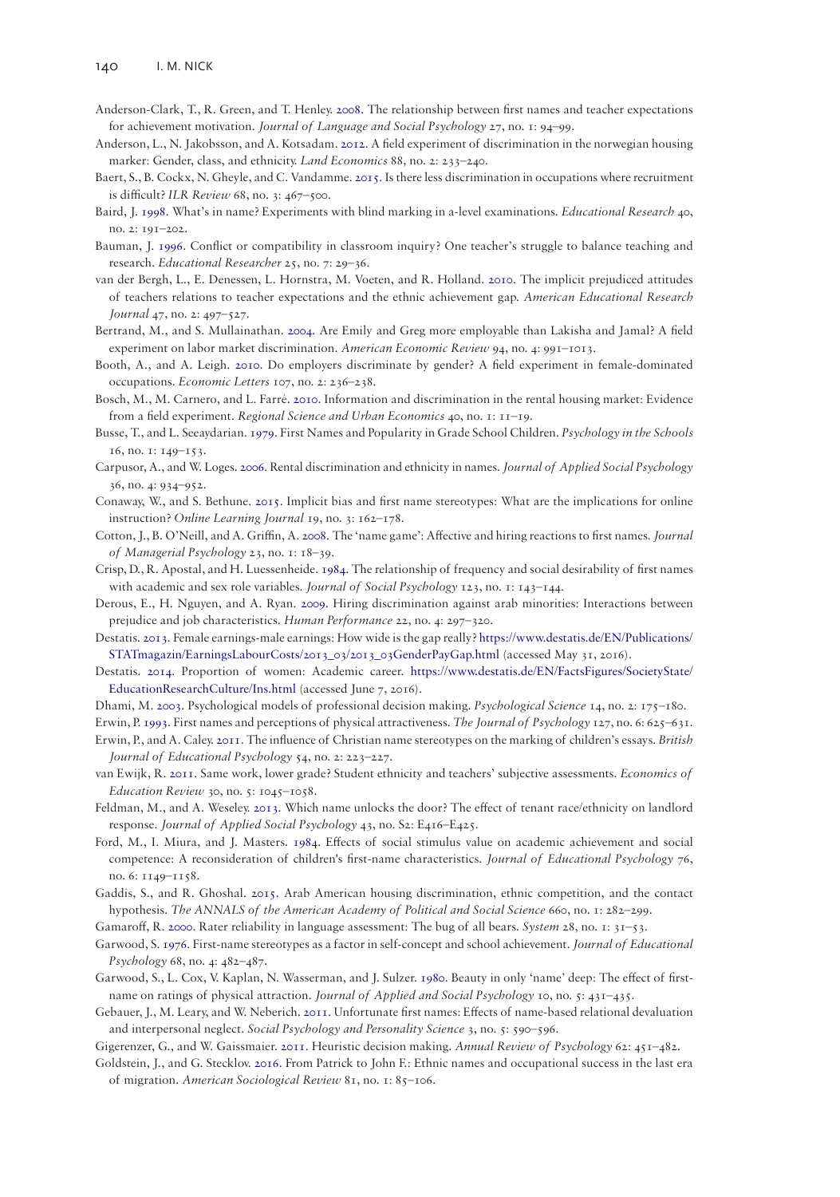Anderson-Clark, T., R. Green, and T. Henley. 2008. The relationship between first names and teacher expectations for achievement motivation. *Journal of Language and Social Psychology* 27, no. 1: 94–99.

Anderson, L., N. Jakobsson, and A. Kotsadam. 2012. A field experiment of discrimination in the norwegian housing market: Gender, class, and ethnicity. *Land Economics* 88, no. 2: 233–240.

Baert, S., B. Cockx, N. Gheyle, and C. Vandamme. 2015. Is there less discrimination in occupations where recruitment is difficult? *ILR Review* 68, no. 3: 467–500.

Baird, J. 1998. What's in name? Experiments with blind marking in a-level examinations. *Educational Research* 40, no. 2: 191–202.

Bauman, J. 1996. Conflict or compatibility in classroom inquiry? One teacher's struggle to balance teaching and research. *Educational Researcher* 25, no. 7: 29–36.

van der Bergh, L., E. Denessen, L. Hornstra, M. Voeten, and R. Holland. 2010. The implicit prejudiced attitudes of teachers relations to teacher expectations and the ethnic achievement gap. *American Educational Research Journal* 47, no. 2: 497–527.

Bertrand, M., and S. Mullainathan. 2004. Are Emily and Greg more employable than Lakisha and Jamal? A field experiment on labor market discrimination. *American Economic Review* 94, no. 4: 991–1013.

Booth, A., and A. Leigh. 2010. Do employers discriminate by gender? A field experiment in female-dominated occupations. *Economic Letters* 107, no. 2: 236–238.

Bosch, M., M. Carnero, and L. Farré. 2010. Information and discrimination in the rental housing market: Evidence from a field experiment. *Regional Science and Urban Economics* 40, no. 1: 11–19.

Busse, T., and L. Seeaydarian. 1979. First Names and Popularity in Grade School Children. *Psychology in the Schools* 16, no. 1: 149–153.

Carpusor, A., and W. Loges. 2006. Rental discrimination and ethnicity in names. *Journal of Applied Social Psychology* 36, no. 4: 934–952.

Conaway, W., and S. Bethune. 2015. Implicit bias and first name stereotypes: What are the implications for online instruction? *Online Learning Journal* 19, no. 3: 162–178.

Cotton, J., B. O'Neill, and A. Griffin, A. 2008. The 'name game': Affective and hiring reactions to first names. *Journal of Managerial Psychology* 23, no. 1: 18–39.

Crisp, D., R. Apostal, and H. Luessenheide. 1984. The relationship of frequency and social desirability of first names with academic and sex role variables. *Journal of Social Psychology* 123, no. 1: 143–144.

Derous, E., H. Nguyen, and A. Ryan. 2009. Hiring discrimination against arab minorities: Interactions between prejudice and job characteristics. *Human Performance* 22, no. 4: 297–320.

Destatis. 2013. Female earnings-male earnings: How wide is the gap really? https://www.destatis.de/EN/Publications/STATmagazin/EarningsLabourCosts/2013_03/2013_03GenderPayGap.html (accessed May 31, 2016).

Destatis. 2014. Proportion of women: Academic career. https://www.destatis.de/EN/FactsFigures/SocietyState/EducationResearchCulture/Ins.html (accessed June 7, 2016).

Dhami, M. 2003. Psychological models of professional decision making. *Psychological Science* 14, no. 2: 175–180.

Erwin, P. 1993. First names and perceptions of physical attractiveness. *The Journal of Psychology* 127, no. 6: 625–631.

Erwin, P., and A. Caley. 2011. The influence of Christian name stereotypes on the marking of children's essays. *British Journal of Educational Psychology* 54, no. 2: 223–227.

van Ewijk, R. 2011. Same work, lower grade? Student ethnicity and teachers' subjective assessments. *Economics of Education Review* 30, no. 5: 1045–1058.

Feldman, M., and A. Weseley. 2013. Which name unlocks the door? The effect of tenant race/ethnicity on landlord response. *Journal of Applied Social Psychology* 43, no. S2: E416–E425.

Ford, M., I. Miura, and J. Masters. 1984. Effects of social stimulus value on academic achievement and social competence: A reconsideration of children's first-name characteristics. *Journal of Educational Psychology* 76, no. 6: 1149–1158.

Gaddis, S., and R. Ghoshal. 2015. Arab American housing discrimination, ethnic competition, and the contact hypothesis. *The ANNALS of the American Academy of Political and Social Science* 660, no. 1: 282–299.

Gamaroff, R. 2000. Rater reliability in language assessment: The bug of all bears. *System* 28, no. 1: 31–53.

Garwood, S. 1976. First-name stereotypes as a factor in self-concept and school achievement. *Journal of Educational Psychology* 68, no. 4: 482–487.

Garwood, S., L. Cox, V. Kaplan, N. Wasserman, and J. Sulzer. 1980. Beauty in only 'name' deep: The effect of first-name on ratings of physical attraction. *Journal of Applied and Social Psychology* 10, no. 5: 431–435.

Gebauer, J., M. Leary, and W. Neberich. 2011. Unfortunate first names: Effects of name-based relational devaluation and interpersonal neglect. *Social Psychology and Personality Science* 3, no. 5: 590–596.

Gigerenzer, G., and W. Gaissmaier. 2011. Heuristic decision making. *Annual Review of Psychology* 62: 451–482.

Goldstein, J., and G. Stecklov. 2016. From Patrick to John F.: Ethnic names and occupational success in the last era of migration. *American Sociological Review* 81, no. 1: 85–106.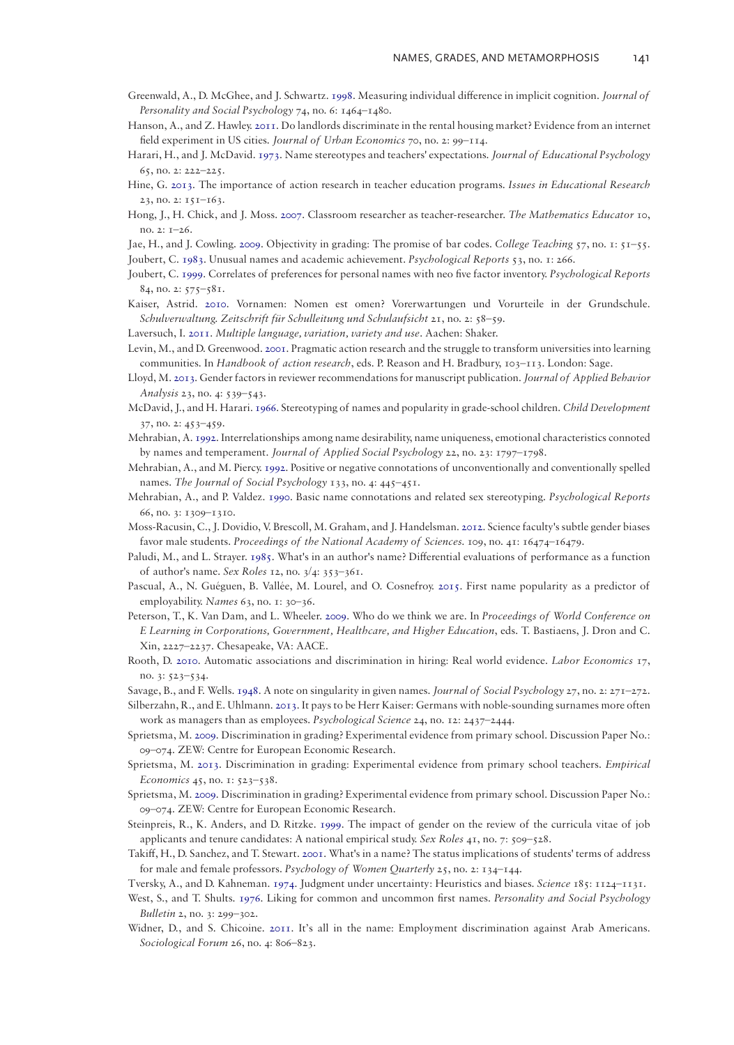Greenwald, A., D. McGhee, and J. Schwartz. 1998. Measuring individual difference in implicit cognition. *Journal of Personality and Social Psychology* 74, no. 6: 1464–1480.

Hanson, A., and Z. Hawley. 2011. Do landlords discriminate in the rental housing market? Evidence from an internet field experiment in US cities. *Journal of Urban Economics* 70, no. 2: 99–114.

Harari, H., and J. McDavid. 1973. Name stereotypes and teachers' expectations. *Journal of Educational Psychology* 65, no. 2: 222–225.

Hine, G. 2013. The importance of action research in teacher education programs. *Issues in Educational Research* 23, no. 2: 151–163.

Hong, J., H. Chick, and J. Moss. 2007. Classroom researcher as teacher-researcher. *The Mathematics Educator* 10, no. 2: 1–26.

Jae, H., and J. Cowling. 2009. Objectivity in grading: The promise of bar codes. *College Teaching* 57, no. 1: 51–55.

Joubert, C. 1983. Unusual names and academic achievement. *Psychological Reports* 53, no. 1: 266.

Joubert, C. 1999. Correlates of preferences for personal names with neo five factor inventory. *Psychological Reports* 84, no. 2: 575–581.

Kaiser, Astrid. 2010. Vornamen: Nomen est omen? Vorerwartungen und Vorurteile in der Grundschule. *Schulverwaltung. Zeitschrift für Schulleitung und Schulaufsicht* 21, no. 2: 58–59.

Laversuch, I. 2011. *Multiple language, variation, variety and use*. Aachen: Shaker.

Levin, M., and D. Greenwood. 2001. Pragmatic action research and the struggle to transform universities into learning communities. In *Handbook of action research*, eds. P. Reason and H. Bradbury, 103–113. London: Sage.

Lloyd, M. 2013. Gender factors in reviewer recommendations for manuscript publication. *Journal of Applied Behavior Analysis* 23, no. 4: 539–543.

McDavid, J., and H. Harari. 1966. Stereotyping of names and popularity in grade-school children. *Child Development* 37, no. 2: 453–459.

Mehrabian, A. 1992. Interrelationships among name desirability, name uniqueness, emotional characteristics connoted by names and temperament. *Journal of Applied Social Psychology* 22, no. 23: 1797–1798.

Mehrabian, A., and M. Piercy. 1992. Positive or negative connotations of unconventionally and conventionally spelled names. *The Journal of Social Psychology* 133, no. 4: 445–451.

Mehrabian, A., and P. Valdez. 1990. Basic name connotations and related sex stereotyping. *Psychological Reports* 66, no. 3: 1309–1310.

Moss-Racusin, C., J. Dovidio, V. Brescoll, M. Graham, and J. Handelsman. 2012. Science faculty's subtle gender biases favor male students. *Proceedings of the National Academy of Sciences.* 109, no. 41: 16474–16479.

Paludi, M., and L. Strayer. 1985. What's in an author's name? Differential evaluations of performance as a function of author's name. *Sex Roles* 12, no. 3/4: 353–361.

Pascual, A., N. Guéguen, B. Vallée, M. Lourel, and O. Cosnefroy. 2015. First name popularity as a predictor of employability. *Names* 63, no. 1: 30–36.

Peterson, T., K. Van Dam, and L. Wheeler. 2009. Who do we think we are. In *Proceedings of World Conference on E Learning in Corporations, Government, Healthcare, and Higher Education*, eds. T. Bastiaens, J. Dron and C. Xin, 2227–2237. Chesapeake, VA: AACE.

Rooth, D. 2010. Automatic associations and discrimination in hiring: Real world evidence. *Labor Economics* 17, no. 3: 523–534.

Savage, B., and F. Wells. 1948. A note on singularity in given names. *Journal of Social Psychology* 27, no. 2: 271–272.

Silberzahn, R., and E. Uhlmann. 2013. It pays to be Herr Kaiser: Germans with noble-sounding surnames more often work as managers than as employees. *Psychological Science* 24, no. 12: 2437–2444.

Sprietsma, M. 2009. Discrimination in grading? Experimental evidence from primary school. Discussion Paper No.: 09–074. ZEW: Centre for European Economic Research.

Sprietsma, M. 2013. Discrimination in grading: Experimental evidence from primary school teachers. *Empirical Economics* 45, no. 1: 523–538.

Sprietsma, M. 2009. Discrimination in grading? Experimental evidence from primary school. Discussion Paper No.: 09–074. ZEW: Centre for European Economic Research.

Steinpreis, R., K. Anders, and D. Ritzke. 1999. The impact of gender on the review of the curricula vitae of job applicants and tenure candidates: A national empirical study. *Sex Roles* 41, no. 7: 509–528.

Takiff, H., D. Sanchez, and T. Stewart. 2001. What's in a name? The status implications of students' terms of address for male and female professors. *Psychology of Women Quarterly* 25, no. 2: 134–144.

Tversky, A., and D. Kahneman. 1974. Judgment under uncertainty: Heuristics and biases. *Science* 185: 1124–1131.

West, S., and T. Shults. 1976. Liking for common and uncommon first names. *Personality and Social Psychology Bulletin* 2, no. 3: 299–302.

Widner, D., and S. Chicoine. 2011. It's all in the name: Employment discrimination against Arab Americans. *Sociological Forum* 26, no. 4: 806–823.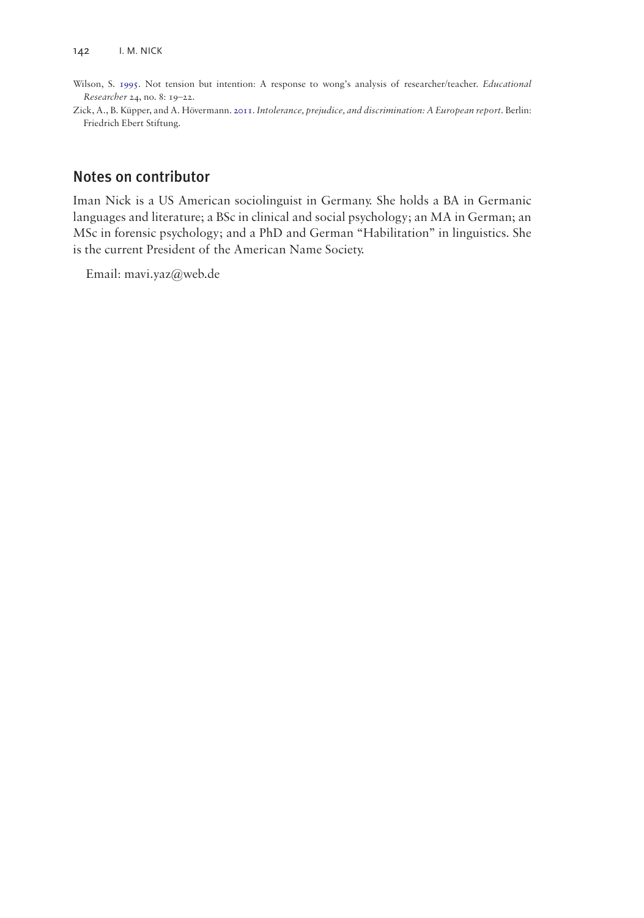Wilson, S. 1995. Not tension but intention: A response to wong's analysis of researcher/teacher. *Educational Researcher* 24, no. 8: 19–22.

Zick, A., B. Küpper, and A. Hövermann. 2011. *Intolerance, prejudice, and discrimination: A European report*. Berlin: Friedrich Ebert Stiftung.

## Notes on contributor

Iman Nick is a US American sociolinguist in Germany. She holds a BA in Germanic languages and literature; a BSc in clinical and social psychology; an MA in German; an MSc in forensic psychology; and a PhD and German "Habilitation" in linguistics. She is the current President of the American Name Society.

Email: mavi.yaz@web.de